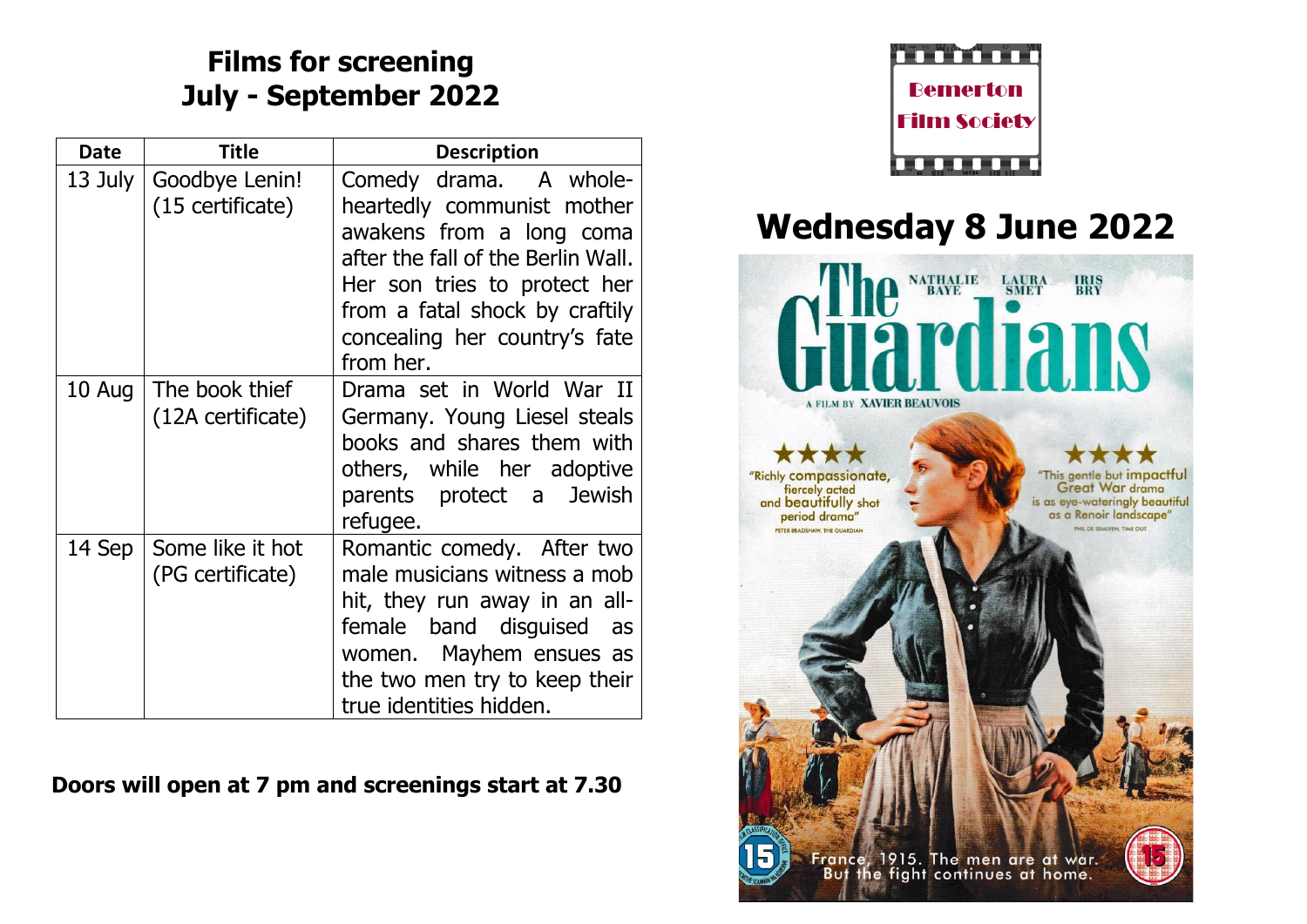## Films for screening
## July - September 2022

| Date | Title | Description |
|---|---|---|
| 13 July | Goodbye Lenin! (15 certificate) | Comedy drama. A whole-heartedly communist mother awakens from a long coma after the fall of the Berlin Wall. Her son tries to protect her from a fatal shock by craftily concealing her country's fate from her. |
| 10 Aug | The book thief (12A certificate) | Drama set in World War II Germany. Young Liesel steals books and shares them with others, while her adoptive parents protect a Jewish refugee. |
| 14 Sep | Some like it hot (PG certificate) | Romantic comedy. After two male musicians witness a mob hit, they run away in an all-female band disguised as women. Mayhem ensues as the two men try to keep their true identities hidden. |

**Doors will open at 7 pm and screenings start at 7.30**

Bemerton Film Society

# Wednesday 8 June 2022

The Guardians

NATHALIE BAYE LAURA SMET IRIS BRY

A FILM BY XAVIER BEAUVOIS

★★★★ "Richly compassionate, fiercely acted and beautifully shot period drama" PETER BRADSHAW, THE GUARDIAN

★★★★ "This gentle but impactful Great War drama is as eye-wateringly beautiful as a Renoir landscape" PHIL DE SEMLYEN, TIME OUT

France, 1915. The men are at war. But the fight continues at home.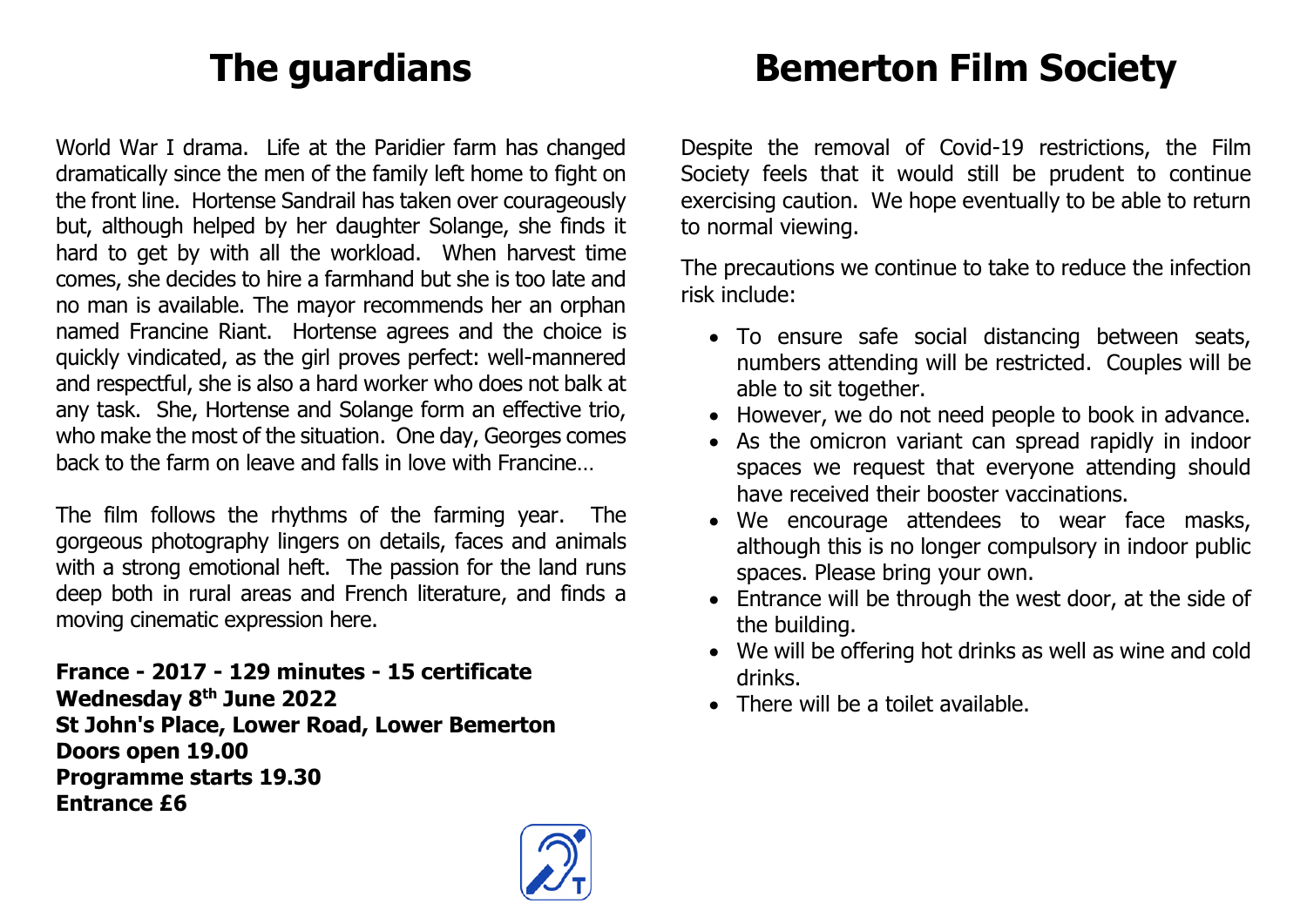# The guardians

World War I drama. Life at the Paridier farm has changed dramatically since the men of the family left home to fight on the front line. Hortense Sandrail has taken over courageously but, although helped by her daughter Solange, she finds it hard to get by with all the workload. When harvest time comes, she decides to hire a farmhand but she is too late and no man is available. The mayor recommends her an orphan named Francine Riant. Hortense agrees and the choice is quickly vindicated, as the girl proves perfect: well-mannered and respectful, she is also a hard worker who does not balk at any task. She, Hortense and Solange form an effective trio, who make the most of the situation. One day, Georges comes back to the farm on leave and falls in love with Francine…

The film follows the rhythms of the farming year. The gorgeous photography lingers on details, faces and animals with a strong emotional heft. The passion for the land runs deep both in rural areas and French literature, and finds a moving cinematic expression here.

**France - 2017 - 129 minutes - 15 certificate**
**Wednesday 8th June 2022**
**St John's Place, Lower Road, Lower Bemerton**
**Doors open 19.00**
**Programme starts 19.30**
**Entrance £6**

# Bemerton Film Society

Despite the removal of Covid-19 restrictions, the Film Society feels that it would still be prudent to continue exercising caution. We hope eventually to be able to return to normal viewing.

The precautions we continue to take to reduce the infection risk include:

- To ensure safe social distancing between seats, numbers attending will be restricted. Couples will be able to sit together.
- However, we do not need people to book in advance.
- As the omicron variant can spread rapidly in indoor spaces we request that everyone attending should have received their booster vaccinations.
- We encourage attendees to wear face masks, although this is no longer compulsory in indoor public spaces. Please bring your own.
- Entrance will be through the west door, at the side of the building.
- We will be offering hot drinks as well as wine and cold drinks.
- There will be a toilet available.